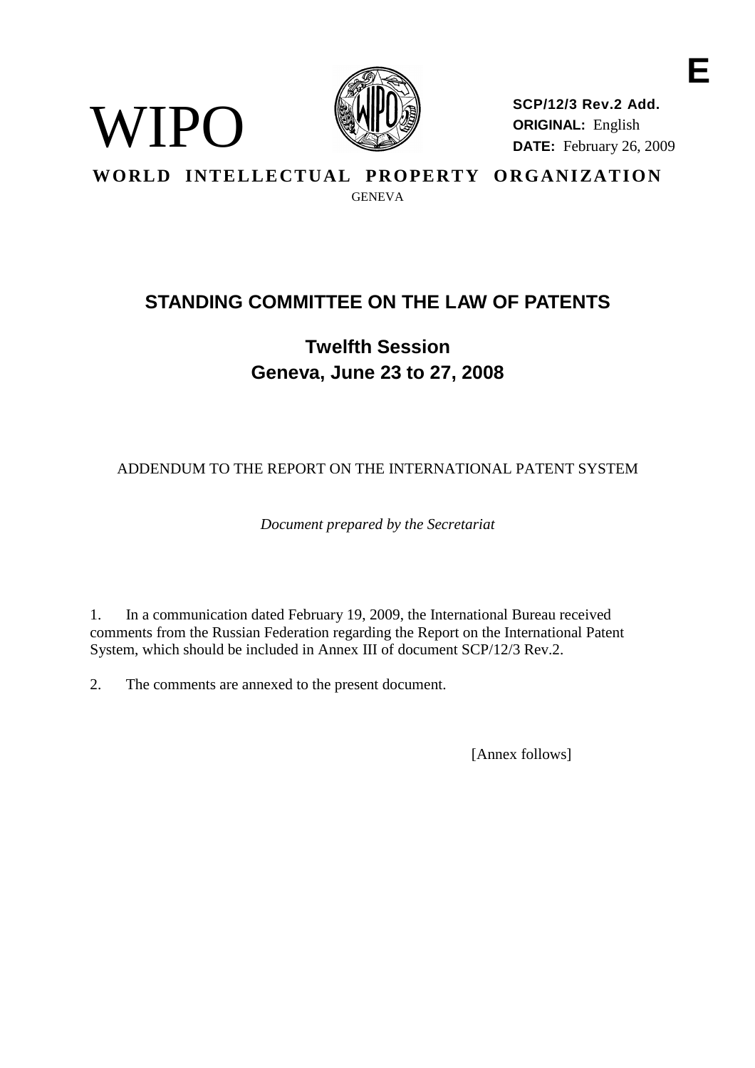E

WIPO

**SCP/12/3 Rev.2 Add.**
**ORIGINAL:** English
**DATE:** February 26, 2009

**WORLD INTELLECTUAL PROPERTY ORGANIZATION**
GENEVA

# STANDING COMMITTEE ON THE LAW OF PATENTS

## Twelfth Session
## Geneva, June 23 to 27, 2008

ADDENDUM TO THE REPORT ON THE INTERNATIONAL PATENT SYSTEM

*Document prepared by the Secretariat*

1. In a communication dated February 19, 2009, the International Bureau received comments from the Russian Federation regarding the Report on the International Patent System, which should be included in Annex III of document SCP/12/3 Rev.2.

2. The comments are annexed to the present document.

[Annex follows]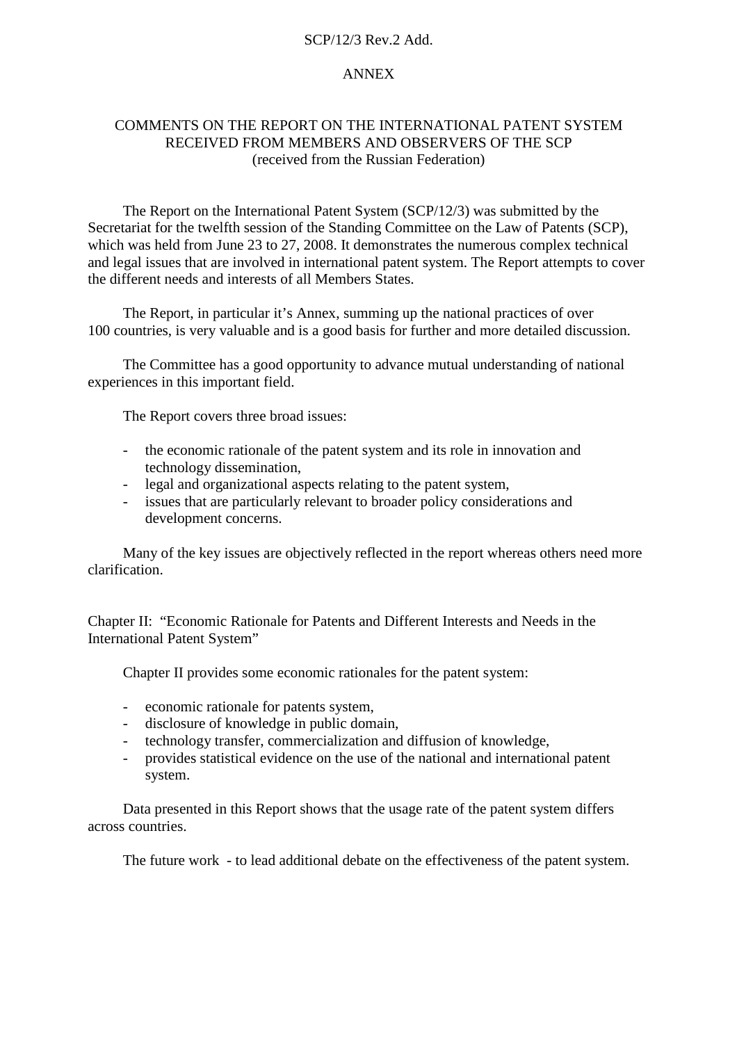SCP/12/3 Rev.2 Add.

ANNEX

# COMMENTS ON THE REPORT ON THE INTERNATIONAL PATENT SYSTEM RECEIVED FROM MEMBERS AND OBSERVERS OF THE SCP
(received from the Russian Federation)

The Report on the International Patent System (SCP/12/3) was submitted by the Secretariat for the twelfth session of the Standing Committee on the Law of Patents (SCP), which was held from June 23 to 27, 2008. It demonstrates the numerous complex technical and legal issues that are involved in international patent system. The Report attempts to cover the different needs and interests of all Members States.

The Report, in particular it's Annex, summing up the national practices of over 100 countries, is very valuable and is a good basis for further and more detailed discussion.

The Committee has a good opportunity to advance mutual understanding of national experiences in this important field.

The Report covers three broad issues:

- the economic rationale of the patent system and its role in innovation and technology dissemination,
- legal and organizational aspects relating to the patent system,
- issues that are particularly relevant to broader policy considerations and development concerns.

Many of the key issues are objectively reflected in the report whereas others need more clarification.

## Chapter II: "Economic Rationale for Patents and Different Interests and Needs in the International Patent System"

Chapter II provides some economic rationales for the patent system:

- economic rationale for patents system,
- disclosure of knowledge in public domain,
- technology transfer, commercialization and diffusion of knowledge,
- provides statistical evidence on the use of the national and international patent system.

Data presented in this Report shows that the usage rate of the patent system differs across countries.

The future work - to lead additional debate on the effectiveness of the patent system.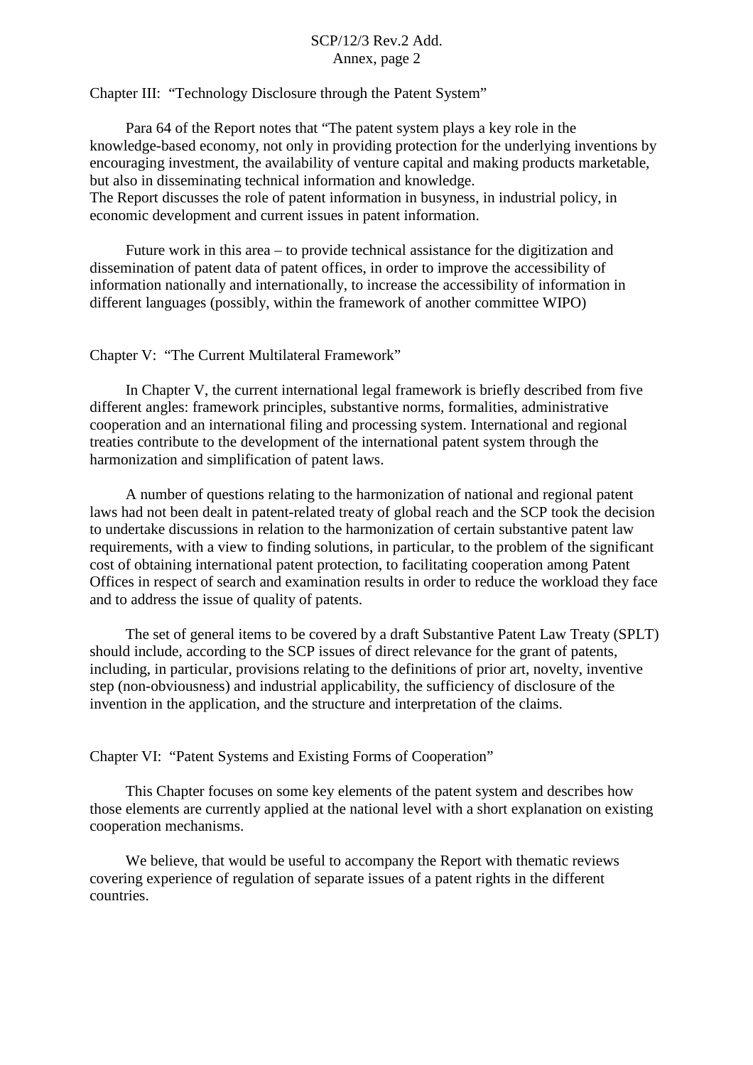Chapter III: "Technology Disclosure through the Patent System"

Para 64 of the Report notes that "The patent system plays a key role in the knowledge-based economy, not only in providing protection for the underlying inventions by encouraging investment, the availability of venture capital and making products marketable, but also in disseminating technical information and knowledge.
The Report discusses the role of patent information in busyness, in industrial policy, in economic development and current issues in patent information.

Future work in this area – to provide technical assistance for the digitization and dissemination of patent data of patent offices, in order to improve the accessibility of information nationally and internationally, to increase the accessibility of information in different languages (possibly, within the framework of another committee WIPO)

Chapter V: "The Current Multilateral Framework"

In Chapter V, the current international legal framework is briefly described from five different angles: framework principles, substantive norms, formalities, administrative cooperation and an international filing and processing system. International and regional treaties contribute to the development of the international patent system through the harmonization and simplification of patent laws.

A number of questions relating to the harmonization of national and regional patent laws had not been dealt in patent-related treaty of global reach and the SCP took the decision to undertake discussions in relation to the harmonization of certain substantive patent law requirements, with a view to finding solutions, in particular, to the problem of the significant cost of obtaining international patent protection, to facilitating cooperation among Patent Offices in respect of search and examination results in order to reduce the workload they face and to address the issue of quality of patents.

The set of general items to be covered by a draft Substantive Patent Law Treaty (SPLT) should include, according to the SCP issues of direct relevance for the grant of patents, including, in particular, provisions relating to the definitions of prior art, novelty, inventive step (non-obviousness) and industrial applicability, the sufficiency of disclosure of the invention in the application, and the structure and interpretation of the claims.

Chapter VI: "Patent Systems and Existing Forms of Cooperation"

This Chapter focuses on some key elements of the patent system and describes how those elements are currently applied at the national level with a short explanation on existing cooperation mechanisms.

We believe, that would be useful to accompany the Report with thematic reviews covering experience of regulation of separate issues of a patent rights in the different countries.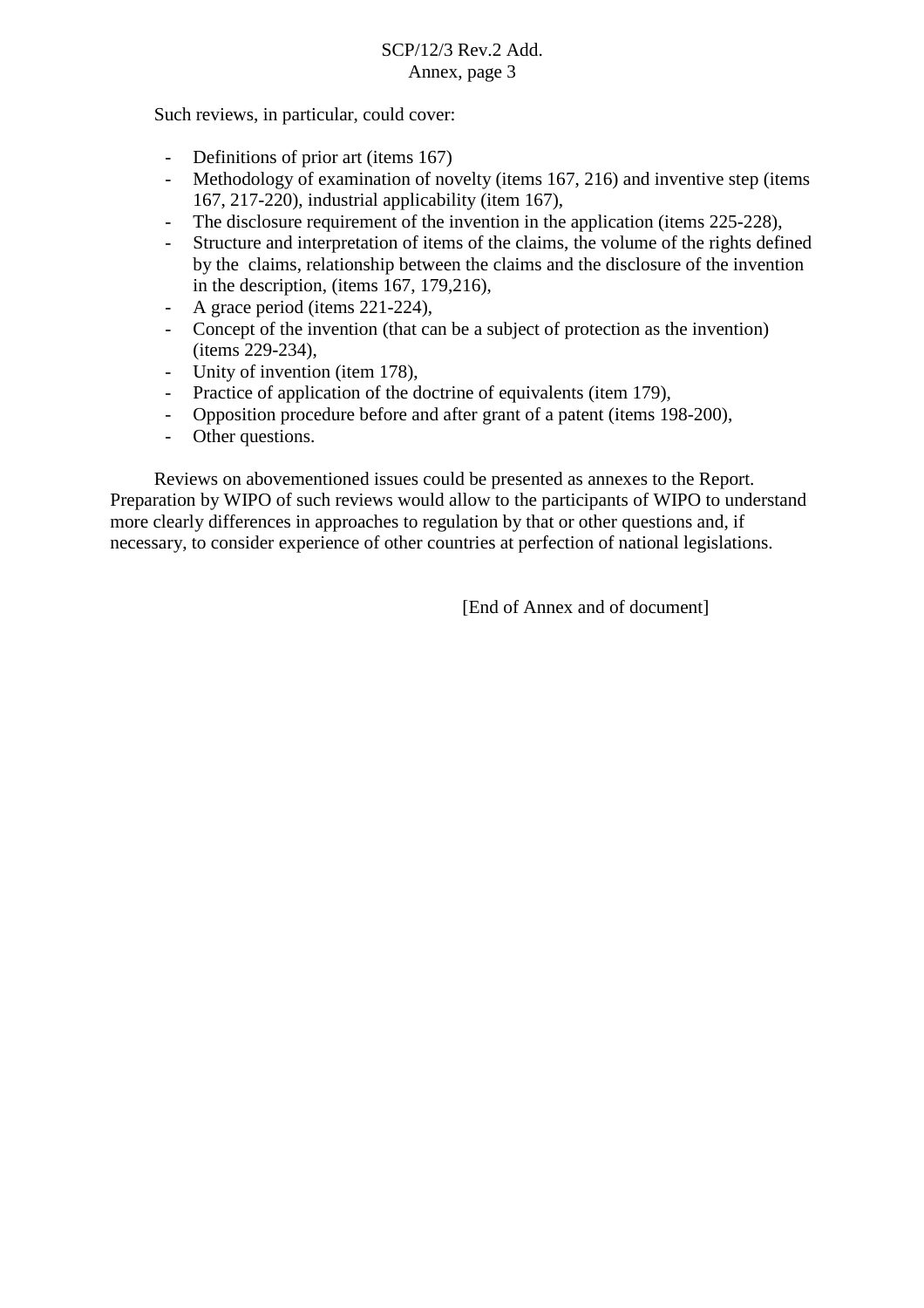Such reviews, in particular, could cover:

- Definitions of prior art (items 167)
- Methodology of examination of novelty (items 167, 216) and inventive step (items 167, 217-220), industrial applicability (item 167),
- The disclosure requirement of the invention in the application (items 225-228),
- Structure and interpretation of items of the claims, the volume of the rights defined by the claims, relationship between the claims and the disclosure of the invention in the description, (items 167, 179,216),
- A grace period (items 221-224),
- Concept of the invention (that can be a subject of protection as the invention) (items 229-234),
- Unity of invention (item 178),
- Practice of application of the doctrine of equivalents (item 179),
- Opposition procedure before and after grant of a patent (items 198-200),
- Other questions.

Reviews on abovementioned issues could be presented as annexes to the Report. Preparation by WIPO of such reviews would allow to the participants of WIPO to understand more clearly differences in approaches to regulation by that or other questions and, if necessary, to consider experience of other countries at perfection of national legislations.

[End of Annex and of document]